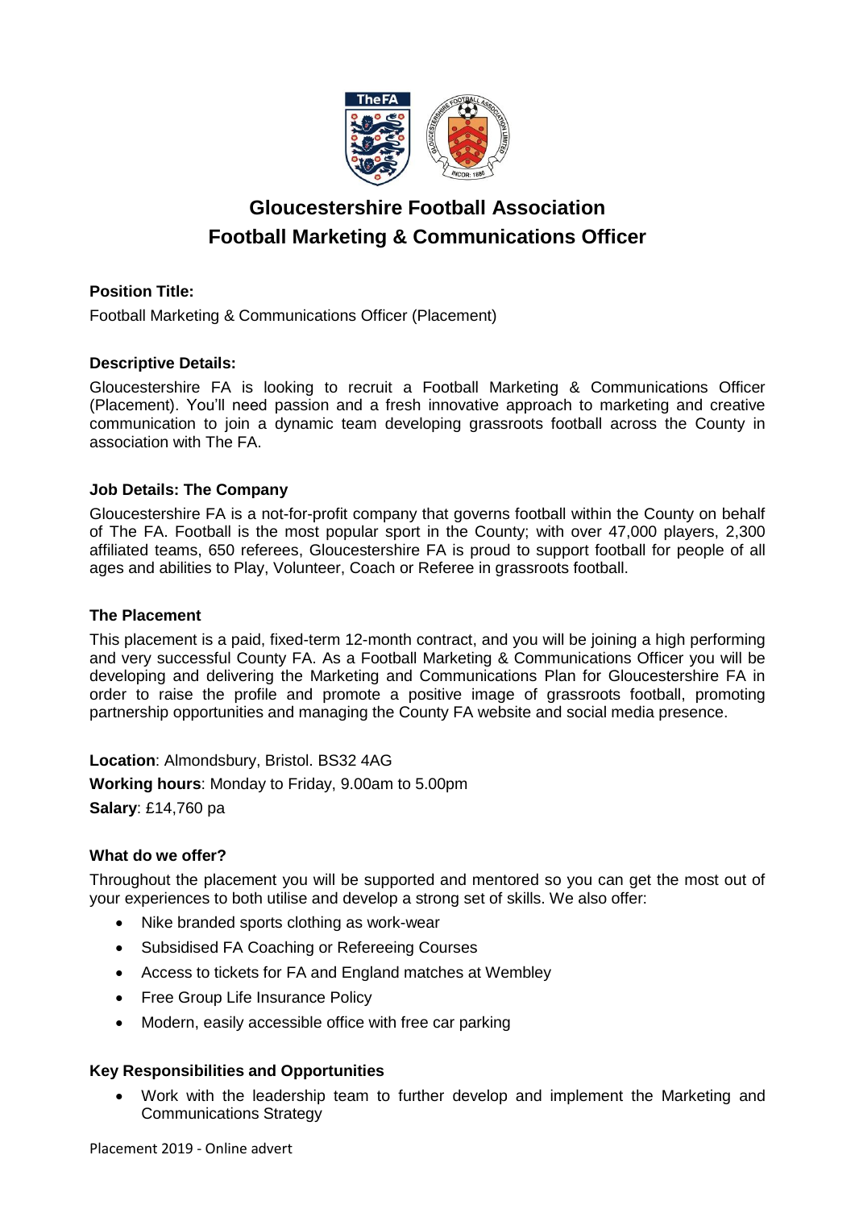# Gloucestershire Football Association
# Football Marketing & Communications Officer

**Position Title:**

Football Marketing & Communications Officer (Placement)

**Descriptive Details:**

Gloucestershire FA is looking to recruit a Football Marketing & Communications Officer (Placement). You'll need passion and a fresh innovative approach to marketing and creative communication to join a dynamic team developing grassroots football across the County in association with The FA.

**Job Details: The Company**

Gloucestershire FA is a not-for-profit company that governs football within the County on behalf of The FA. Football is the most popular sport in the County; with over 47,000 players, 2,300 affiliated teams, 650 referees, Gloucestershire FA is proud to support football for people of all ages and abilities to Play, Volunteer, Coach or Referee in grassroots football.

**The Placement**

This placement is a paid, fixed-term 12-month contract, and you will be joining a high performing and very successful County FA. As a Football Marketing & Communications Officer you will be developing and delivering the Marketing and Communications Plan for Gloucestershire FA in order to raise the profile and promote a positive image of grassroots football, promoting partnership opportunities and managing the County FA website and social media presence.

**Location**: Almondsbury, Bristol. BS32 4AG

**Working hours**: Monday to Friday, 9.00am to 5.00pm

**Salary**: £14,760 pa

**What do we offer?**

Throughout the placement you will be supported and mentored so you can get the most out of your experiences to both utilise and develop a strong set of skills. We also offer:

- Nike branded sports clothing as work-wear
- Subsidised FA Coaching or Refereeing Courses
- Access to tickets for FA and England matches at Wembley
- Free Group Life Insurance Policy
- Modern, easily accessible office with free car parking

**Key Responsibilities and Opportunities**

- Work with the leadership team to further develop and implement the Marketing and Communications Strategy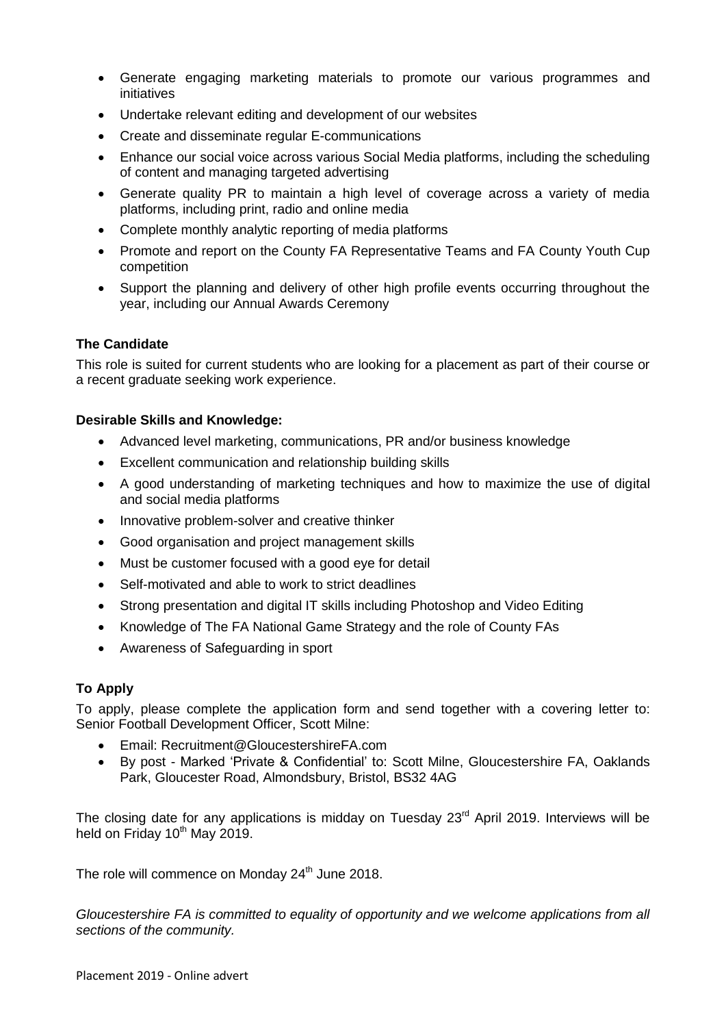- Generate engaging marketing materials to promote our various programmes and initiatives
- Undertake relevant editing and development of our websites
- Create and disseminate regular E-communications
- Enhance our social voice across various Social Media platforms, including the scheduling of content and managing targeted advertising
- Generate quality PR to maintain a high level of coverage across a variety of media platforms, including print, radio and online media
- Complete monthly analytic reporting of media platforms
- Promote and report on the County FA Representative Teams and FA County Youth Cup competition
- Support the planning and delivery of other high profile events occurring throughout the year, including our Annual Awards Ceremony

### The Candidate

This role is suited for current students who are looking for a placement as part of their course or a recent graduate seeking work experience.

#### Desirable Skills and Knowledge:

- Advanced level marketing, communications, PR and/or business knowledge
- Excellent communication and relationship building skills
- A good understanding of marketing techniques and how to maximize the use of digital and social media platforms
- Innovative problem-solver and creative thinker
- Good organisation and project management skills
- Must be customer focused with a good eye for detail
- Self-motivated and able to work to strict deadlines
- Strong presentation and digital IT skills including Photoshop and Video Editing
- Knowledge of The FA National Game Strategy and the role of County FAs
- Awareness of Safeguarding in sport

### To Apply

To apply, please complete the application form and send together with a covering letter to: Senior Football Development Officer, Scott Milne:

- Email: Recruitment@GloucestershireFA.com
- By post - Marked 'Private & Confidential' to: Scott Milne, Gloucestershire FA, Oaklands Park, Gloucester Road, Almondsbury, Bristol, BS32 4AG

The closing date for any applications is midday on Tuesday 23rd April 2019. Interviews will be held on Friday 10th May 2019.

The role will commence on Monday 24th June 2018.

*Gloucestershire FA is committed to equality of opportunity and we welcome applications from all sections of the community.*

Placement 2019 - Online advert